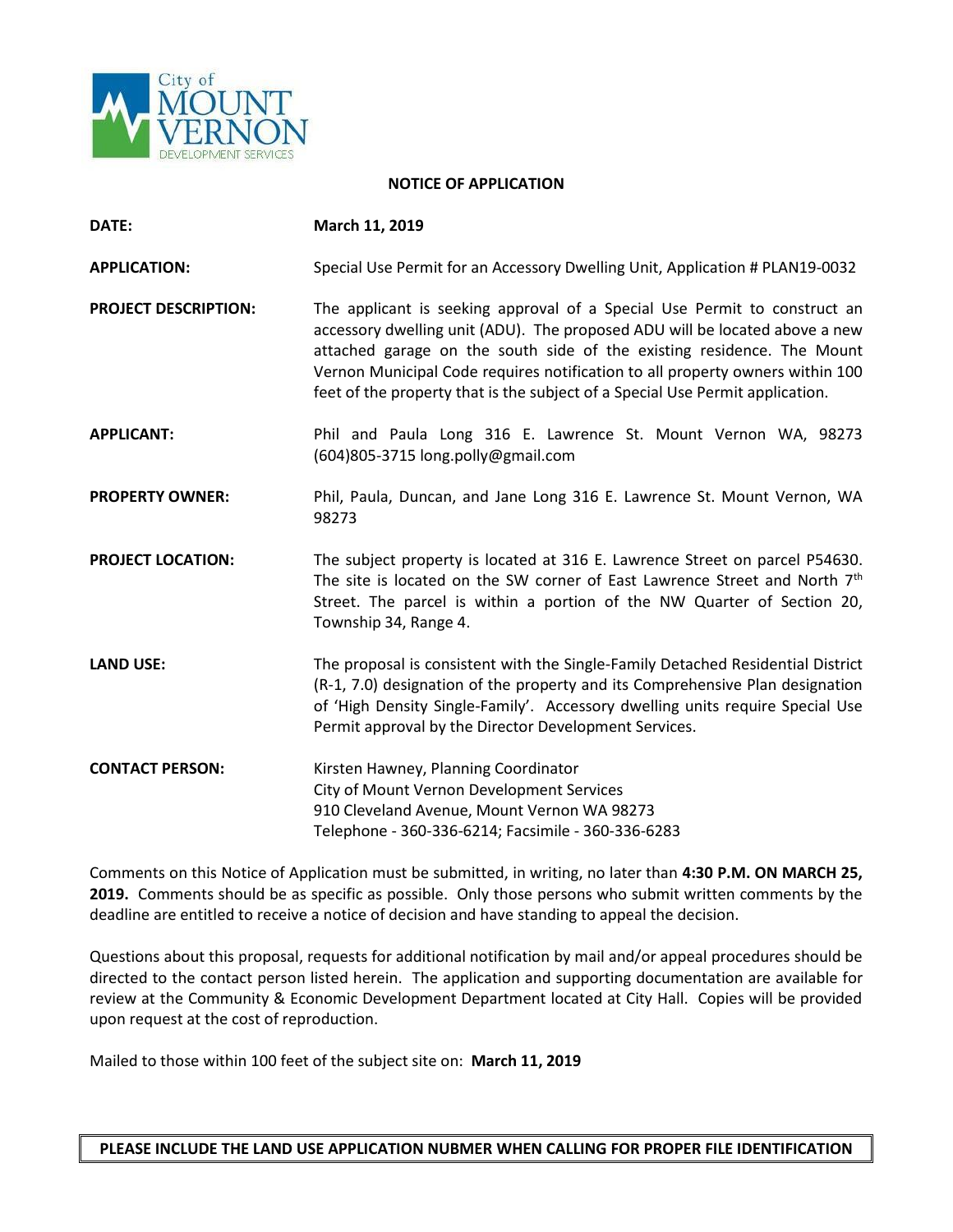City of MOUNT VERNON DEVELOPMENT SERVICES

# NOTICE OF APPLICATION

**DATE:** **March 11, 2019**

**APPLICATION:** Special Use Permit for an Accessory Dwelling Unit, Application # PLAN19-0032

**PROJECT DESCRIPTION:** The applicant is seeking approval of a Special Use Permit to construct an accessory dwelling unit (ADU). The proposed ADU will be located above a new attached garage on the south side of the existing residence. The Mount Vernon Municipal Code requires notification to all property owners within 100 feet of the property that is the subject of a Special Use Permit application.

**APPLICANT:** Phil and Paula Long 316 E. Lawrence St. Mount Vernon WA, 98273 (604)805-3715 long.polly@gmail.com

**PROPERTY OWNER:** Phil, Paula, Duncan, and Jane Long 316 E. Lawrence St. Mount Vernon, WA 98273

**PROJECT LOCATION:** The subject property is located at 316 E. Lawrence Street on parcel P54630. The site is located on the SW corner of East Lawrence Street and North 7th Street. The parcel is within a portion of the NW Quarter of Section 20, Township 34, Range 4.

**LAND USE:** The proposal is consistent with the Single-Family Detached Residential District (R-1, 7.0) designation of the property and its Comprehensive Plan designation of 'High Density Single-Family'. Accessory dwelling units require Special Use Permit approval by the Director Development Services.

**CONTACT PERSON:** Kirsten Hawney, Planning Coordinator
City of Mount Vernon Development Services
910 Cleveland Avenue, Mount Vernon WA 98273
Telephone - 360-336-6214; Facsimile - 360-336-6283

Comments on this Notice of Application must be submitted, in writing, no later than **4:30 P.M. ON MARCH 25, 2019.** Comments should be as specific as possible. Only those persons who submit written comments by the deadline are entitled to receive a notice of decision and have standing to appeal the decision.

Questions about this proposal, requests for additional notification by mail and/or appeal procedures should be directed to the contact person listed herein. The application and supporting documentation are available for review at the Community & Economic Development Department located at City Hall. Copies will be provided upon request at the cost of reproduction.

Mailed to those within 100 feet of the subject site on: **March 11, 2019**

**PLEASE INCLUDE THE LAND USE APPLICATION NUBMER WHEN CALLING FOR PROPER FILE IDENTIFICATION**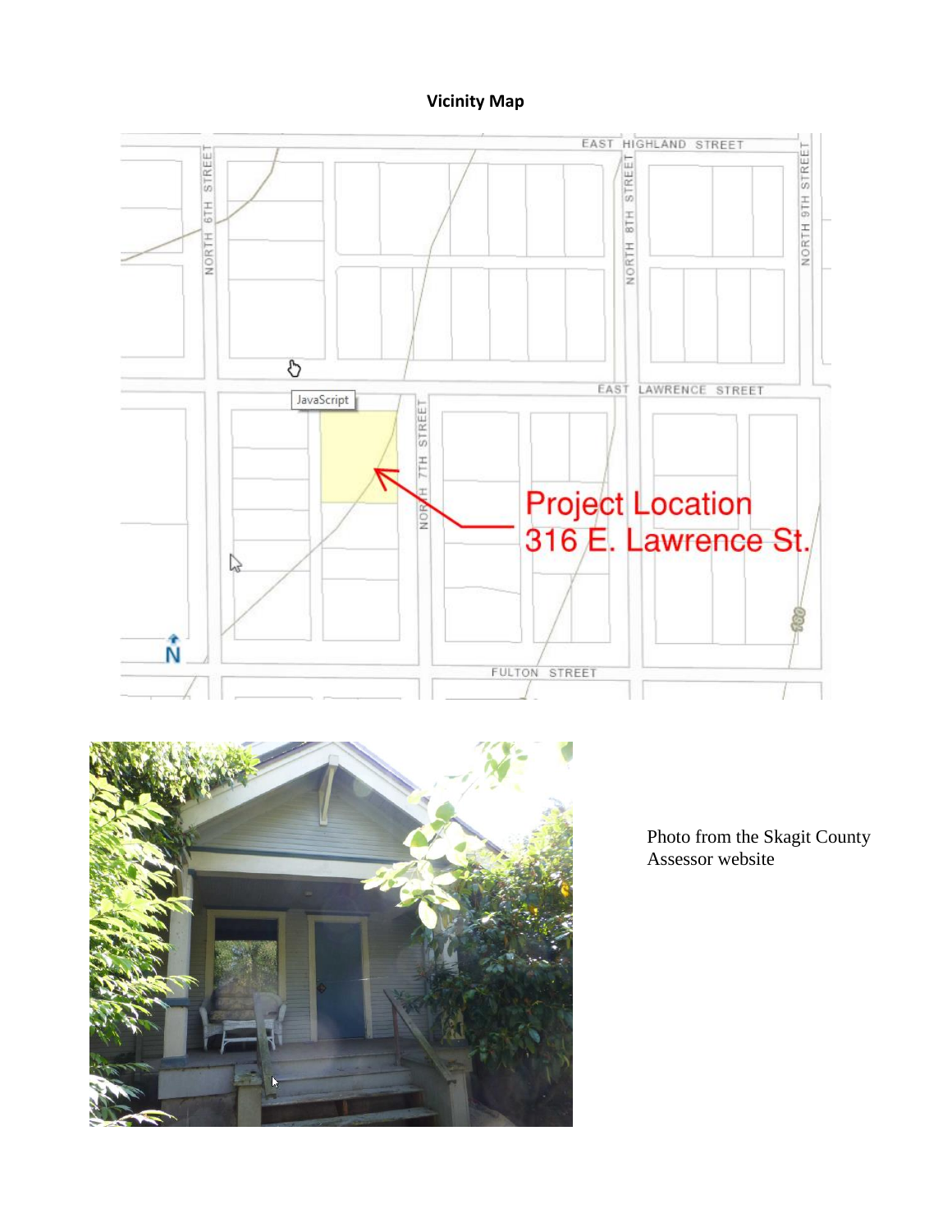**Vicinity Map**

EAST HIGHLAND STREET

NORTH 6TH STREET

NORTH 8TH STREET

NORTH 9TH STREET

EAST LAWRENCE STREET

JavaScript

NORTH 7TH STREET

Project Location
316 E. Lawrence St.

N

FULTON STREET

Photo from the Skagit County Assessor website